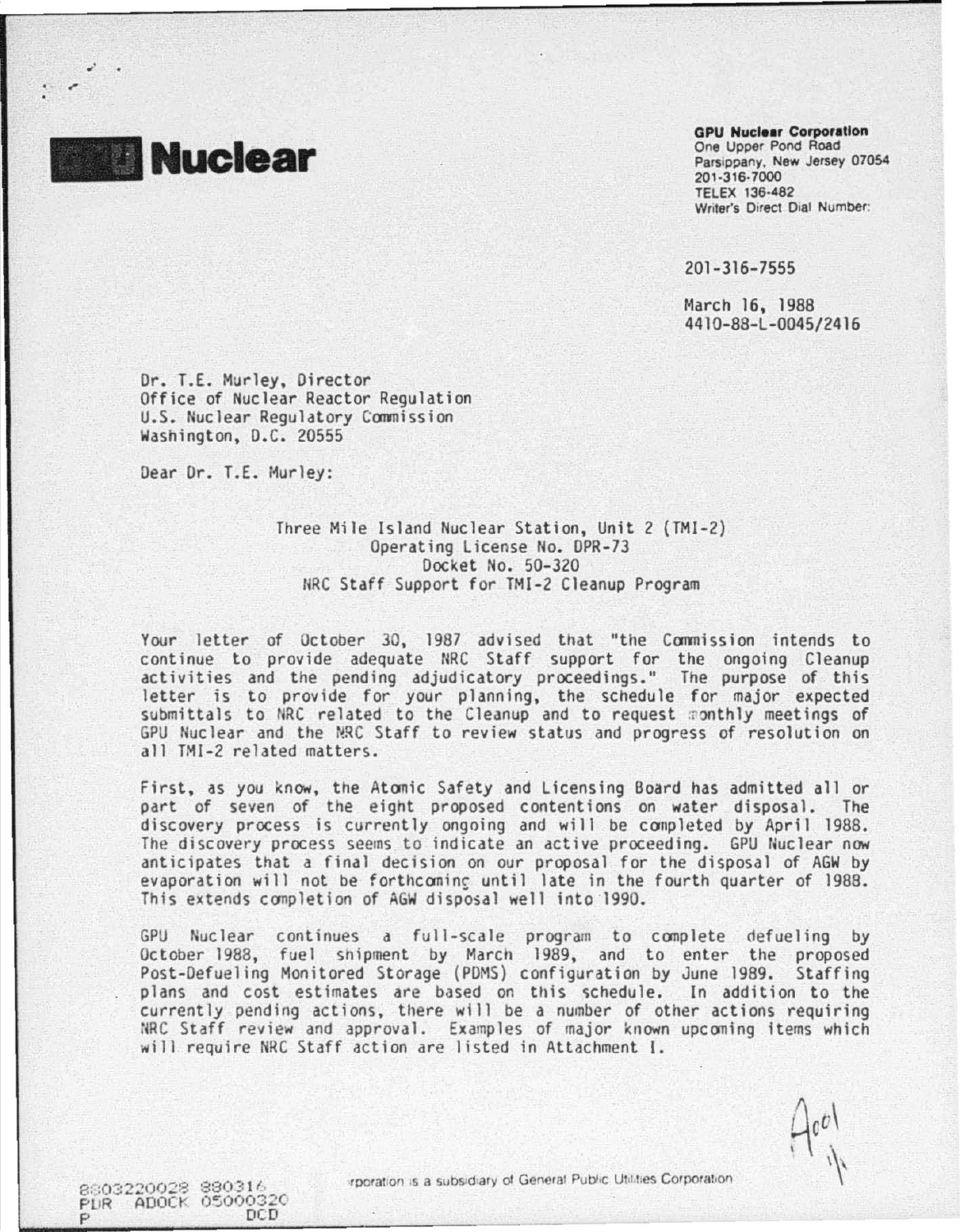# Nuclear

**GPU Nuclear Corporation**
One Upper Pond Road
Parsippany, New Jersey 07054
201-316-7000
TELEX 136-482
Writer's Direct Dial Number:

201-316-7555

March 16, 1988
4410-88-L-0045/2416

Dr. T.E. Murley, Director
Office of Nuclear Reactor Regulation
U.S. Nuclear Regulatory Commission
Washington, D.C. 20555

Dear Dr. T.E. Murley:

Three Mile Island Nuclear Station, Unit 2 (TMI-2)
Operating License No. DPR-73
Docket No. 50-320
NRC Staff Support for TMI-2 Cleanup Program

Your letter of October 30, 1987 advised that "the Commission intends to continue to provide adequate NRC Staff support for the ongoing Cleanup activities and the pending adjudicatory proceedings." The purpose of this letter is to provide for your planning, the schedule for major expected submittals to NRC related to the Cleanup and to request monthly meetings of GPU Nuclear and the NRC Staff to review status and progress of resolution on all TMI-2 related matters.

First, as you know, the Atomic Safety and Licensing Board has admitted all or part of seven of the eight proposed contentions on water disposal. The discovery process is currently ongoing and will be completed by April 1988. The discovery process seems to indicate an active proceeding. GPU Nuclear now anticipates that a final decision on our proposal for the disposal of AGW by evaporation will not be forthcoming until late in the fourth quarter of 1988. This extends completion of AGW disposal well into 1990.

GPU Nuclear continues a full-scale program to complete defueling by October 1988, fuel shipment by March 1989, and to enter the proposed Post-Defueling Monitored Storage (PDMS) configuration by June 1989. Staffing plans and cost estimates are based on this schedule. In addition to the currently pending actions, there will be a number of other actions requiring NRC Staff review and approval. Examples of major known upcoming items which will require NRC Staff action are listed in Attachment I.

8803220028 880316
PDR ADOCK 05000320
P DCD

rporation is a subsidiary of General Public Utilities Corporation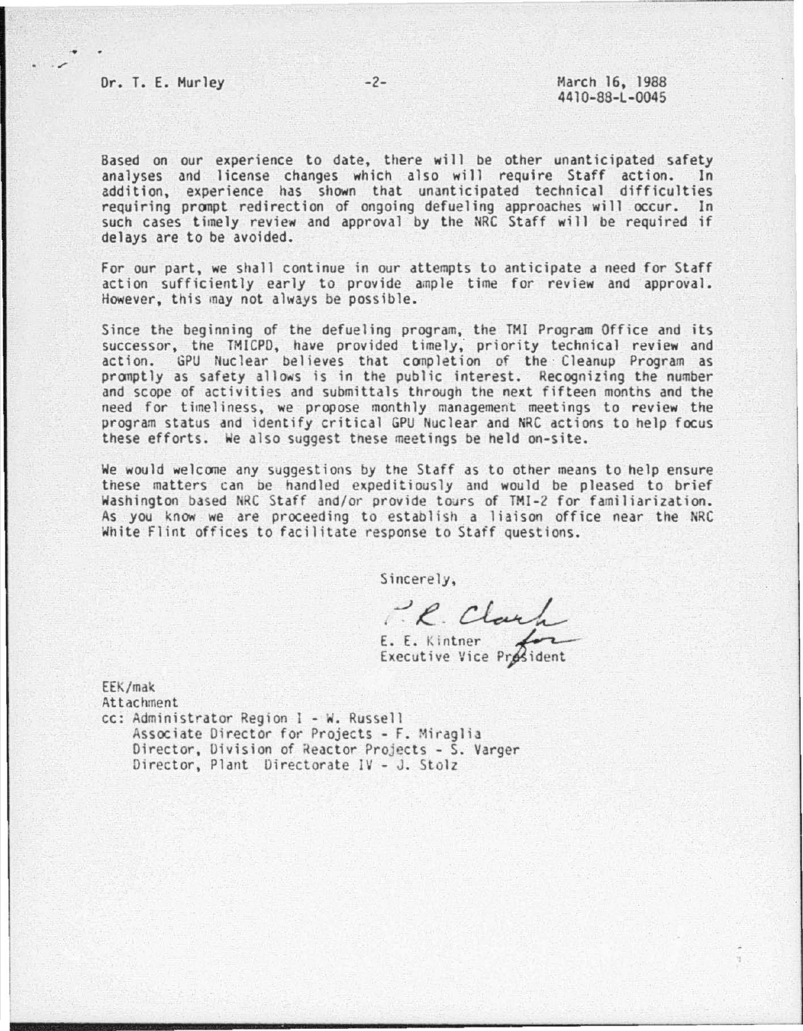Based on our experience to date, there will be other unanticipated safety analyses and license changes which also will require Staff action. In addition, experience has shown that unanticipated technical difficulties requiring prompt redirection of ongoing defueling approaches will occur. In such cases timely review and approval by the NRC Staff will be required if delays are to be avoided.

For our part, we shall continue in our attempts to anticipate a need for Staff action sufficiently early to provide ample time for review and approval. However, this may not always be possible.

Since the beginning of the defueling program, the TMI Program Office and its successor, the TMICPD, have provided timely, priority technical review and action. GPU Nuclear believes that completion of the Cleanup Program as promptly as safety allows is in the public interest. Recognizing the number and scope of activities and submittals through the next fifteen months and the need for timeliness, we propose monthly management meetings to review the program status and identify critical GPU Nuclear and NRC actions to help focus these efforts. We also suggest these meetings be held on-site.

We would welcome any suggestions by the Staff as to other means to help ensure these matters can be handled expeditiously and would be pleased to brief Washington based NRC Staff and/or provide tours of TMI-2 for familiarization. As you know we are proceeding to establish a liaison office near the NRC White Flint offices to facilitate response to Staff questions.

Sincerely,

R. Clark for

E. E. Kintner
Executive Vice President

EEK/mak

Attachment

cc: Administrator Region I - W. Russell
Associate Director for Projects - F. Miraglia
Director, Division of Reactor Projects - S. Varger
Director, Plant Directorate IV - J. Stolz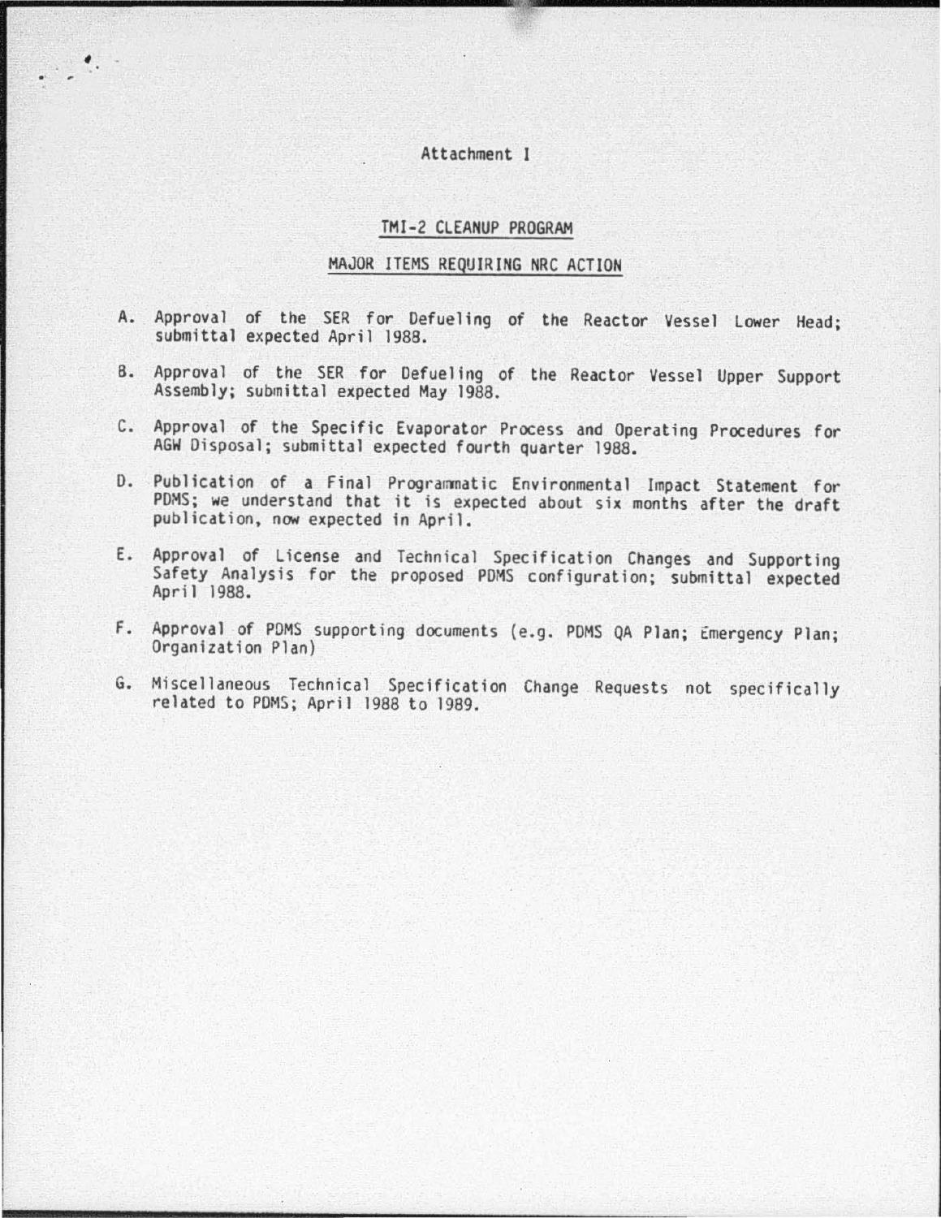Attachment I

## TMI-2 CLEANUP PROGRAM

## MAJOR ITEMS REQUIRING NRC ACTION

A. Approval of the SER for Defueling of the Reactor Vessel Lower Head; submittal expected April 1988.

B. Approval of the SER for Defueling of the Reactor Vessel Upper Support Assembly; submittal expected May 1988.

C. Approval of the Specific Evaporator Process and Operating Procedures for AGW Disposal; submittal expected fourth quarter 1988.

D. Publication of a Final Programmatic Environmental Impact Statement for PDMS; we understand that it is expected about six months after the draft publication, now expected in April.

E. Approval of License and Technical Specification Changes and Supporting Safety Analysis for the proposed PDMS configuration; submittal expected April 1988.

F. Approval of PDMS supporting documents (e.g. PDMS QA Plan; Emergency Plan; Organization Plan)

G. Miscellaneous Technical Specification Change Requests not specifically related to PDMS; April 1988 to 1989.